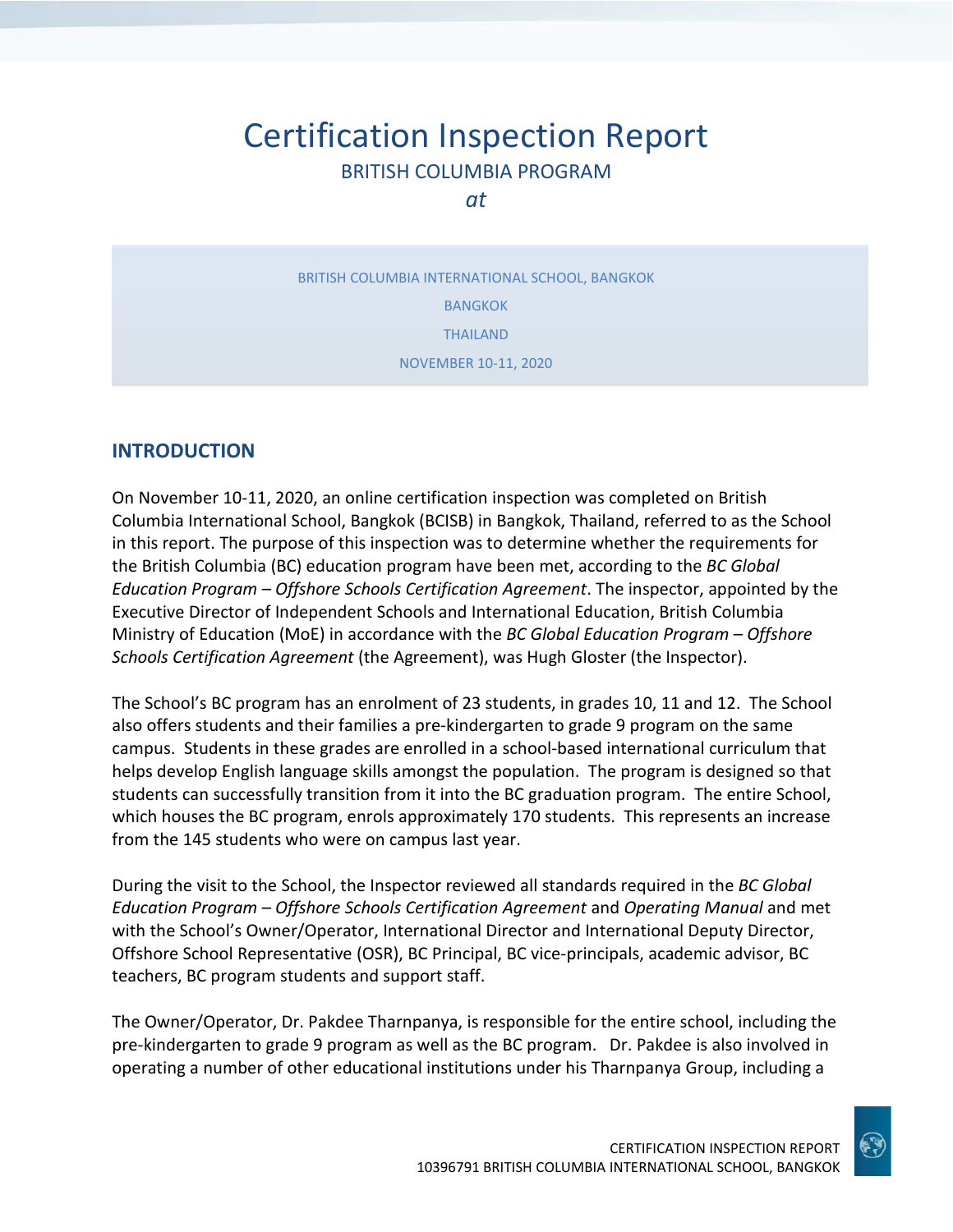# Certification Inspection Report

BRITISH COLUMBIA PROGRAM

*at*

BRITISH COLUMBIA INTERNATIONAL SCHOOL, BANGKOK

BANGKOK

THAILAND

NOVEMBER 10-11, 2020

## INTRODUCTION

On November 10-11, 2020, an online certification inspection was completed on British Columbia International School, Bangkok (BCISB) in Bangkok, Thailand, referred to as the School in this report. The purpose of this inspection was to determine whether the requirements for the British Columbia (BC) education program have been met, according to the *BC Global Education Program – Offshore Schools Certification Agreement*. The inspector, appointed by the Executive Director of Independent Schools and International Education, British Columbia Ministry of Education (MoE) in accordance with the *BC Global Education Program – Offshore Schools Certification Agreement* (the Agreement), was Hugh Gloster (the Inspector).

The School's BC program has an enrolment of 23 students, in grades 10, 11 and 12. The School also offers students and their families a pre-kindergarten to grade 9 program on the same campus. Students in these grades are enrolled in a school-based international curriculum that helps develop English language skills amongst the population. The program is designed so that students can successfully transition from it into the BC graduation program. The entire School, which houses the BC program, enrols approximately 170 students. This represents an increase from the 145 students who were on campus last year.

During the visit to the School, the Inspector reviewed all standards required in the *BC Global Education Program – Offshore Schools Certification Agreement* and *Operating Manual* and met with the School's Owner/Operator, International Director and International Deputy Director, Offshore School Representative (OSR), BC Principal, BC vice-principals, academic advisor, BC teachers, BC program students and support staff.

The Owner/Operator, Dr. Pakdee Tharnpanya, is responsible for the entire school, including the pre-kindergarten to grade 9 program as well as the BC program. Dr. Pakdee is also involved in operating a number of other educational institutions under his Tharnpanya Group, including a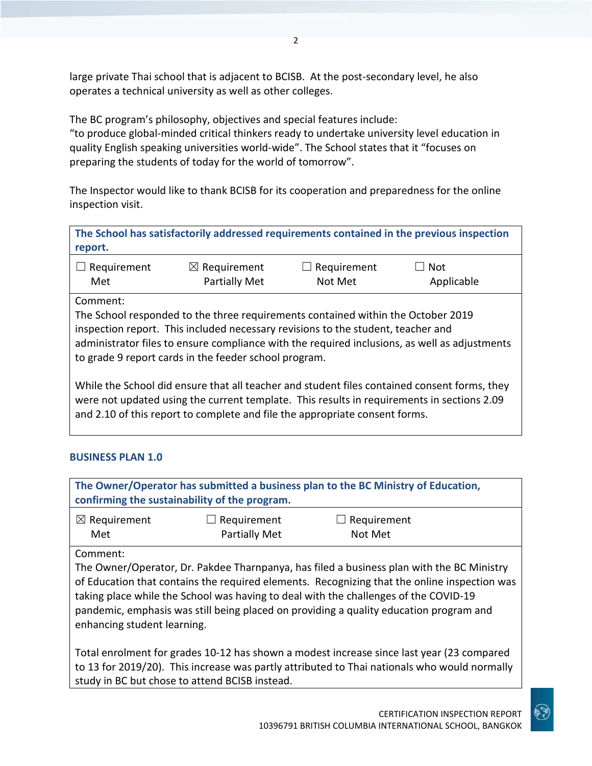large private Thai school that is adjacent to BCISB. At the post-secondary level, he also operates a technical university as well as other colleges.

The BC program's philosophy, objectives and special features include:
"to produce global-minded critical thinkers ready to undertake university level education in quality English speaking universities world-wide". The School states that it "focuses on preparing the students of today for the world of tomorrow".

The Inspector would like to thank BCISB for its cooperation and preparedness for the online inspection visit.

| **The School has satisfactorily addressed requirements contained in the previous inspection report.** | | | |
|---|---|---|---|
| ☐ Requirement Met | ☒ Requirement Partially Met | ☐ Requirement Not Met | ☐ Not Applicable |
| Comment:<br>The School responded to the three requirements contained within the October 2019 inspection report. This included necessary revisions to the student, teacher and administrator files to ensure compliance with the required inclusions, as well as adjustments to grade 9 report cards in the feeder school program.<br><br>While the School did ensure that all teacher and student files contained consent forms, they were not updated using the current template. This results in requirements in sections 2.09 and 2.10 of this report to complete and file the appropriate consent forms. | | | |

## BUSINESS PLAN 1.0

| **The Owner/Operator has submitted a business plan to the BC Ministry of Education, confirming the sustainability of the program.** | | |
|---|---|---|
| ☒ Requirement Met | ☐ Requirement Partially Met | ☐ Requirement Not Met |
| Comment:<br>The Owner/Operator, Dr. Pakdee Tharnpanya, has filed a business plan with the BC Ministry of Education that contains the required elements. Recognizing that the online inspection was taking place while the School was having to deal with the challenges of the COVID-19 pandemic, emphasis was still being placed on providing a quality education program and enhancing student learning.<br><br>Total enrolment for grades 10-12 has shown a modest increase since last year (23 compared to 13 for 2019/20). This increase was partly attributed to Thai nationals who would normally study in BC but chose to attend BCISB instead. | | |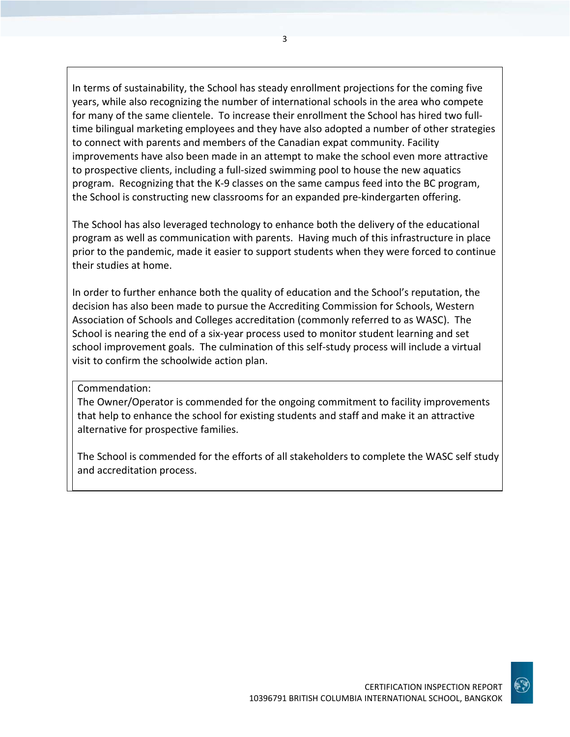In terms of sustainability, the School has steady enrollment projections for the coming five years, while also recognizing the number of international schools in the area who compete for many of the same clientele. To increase their enrollment the School has hired two full-time bilingual marketing employees and they have also adopted a number of other strategies to connect with parents and members of the Canadian expat community. Facility improvements have also been made in an attempt to make the school even more attractive to prospective clients, including a full-sized swimming pool to house the new aquatics program. Recognizing that the K-9 classes on the same campus feed into the BC program, the School is constructing new classrooms for an expanded pre-kindergarten offering.

The School has also leveraged technology to enhance both the delivery of the educational program as well as communication with parents. Having much of this infrastructure in place prior to the pandemic, made it easier to support students when they were forced to continue their studies at home.

In order to further enhance both the quality of education and the School's reputation, the decision has also been made to pursue the Accrediting Commission for Schools, Western Association of Schools and Colleges accreditation (commonly referred to as WASC). The School is nearing the end of a six-year process used to monitor student learning and set school improvement goals. The culmination of this self-study process will include a virtual visit to confirm the schoolwide action plan.

Commendation:

The Owner/Operator is commended for the ongoing commitment to facility improvements that help to enhance the school for existing students and staff and make it an attractive alternative for prospective families.

The School is commended for the efforts of all stakeholders to complete the WASC self study and accreditation process.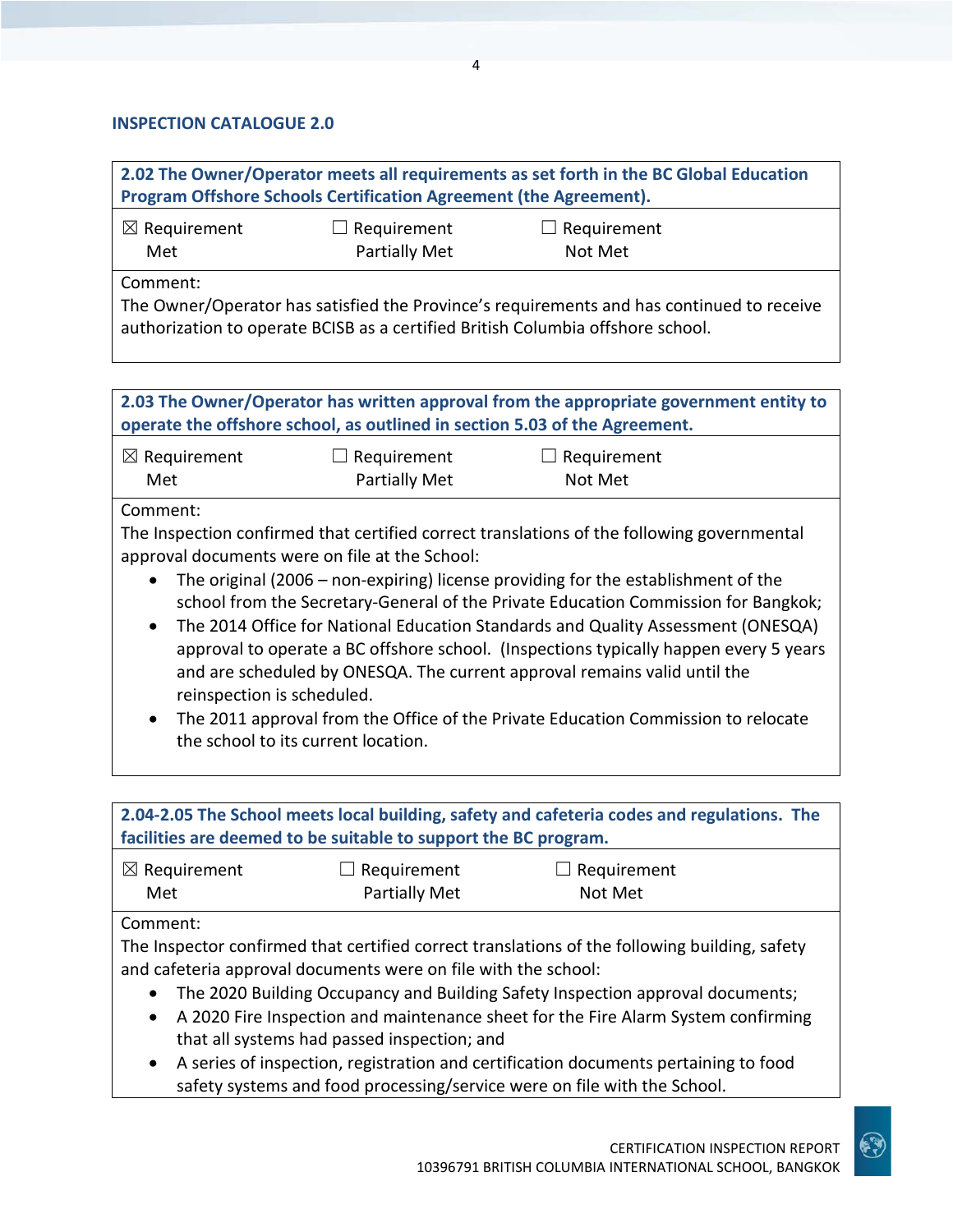## INSPECTION CATALOGUE 2.0

| **2.02 The Owner/Operator meets all requirements as set forth in the BC Global Education Program Offshore Schools Certification Agreement (the Agreement).** | | |
|---|---|---|
| ☒ Requirement Met | ☐ Requirement Partially Met | ☐ Requirement Not Met |
| Comment:<br>The Owner/Operator has satisfied the Province's requirements and has continued to receive authorization to operate BCISB as a certified British Columbia offshore school. | | |

| **2.03 The Owner/Operator has written approval from the appropriate government entity to operate the offshore school, as outlined in section 5.03 of the Agreement.** | | |
|---|---|---|
| ☒ Requirement Met | ☐ Requirement Partially Met | ☐ Requirement Not Met |
| Comment:<br>The Inspection confirmed that certified correct translations of the following governmental approval documents were on file at the School:<br>• The original (2006 – non-expiring) license providing for the establishment of the school from the Secretary-General of the Private Education Commission for Bangkok;<br>• The 2014 Office for National Education Standards and Quality Assessment (ONESQA) approval to operate a BC offshore school. (Inspections typically happen every 5 years and are scheduled by ONESQA. The current approval remains valid until the reinspection is scheduled.<br>• The 2011 approval from the Office of the Private Education Commission to relocate the school to its current location. | | |

| **2.04-2.05 The School meets local building, safety and cafeteria codes and regulations. The facilities are deemed to be suitable to support the BC program.** | | |
|---|---|---|
| ☒ Requirement Met | ☐ Requirement Partially Met | ☐ Requirement Not Met |
| Comment:<br>The Inspector confirmed that certified correct translations of the following building, safety and cafeteria approval documents were on file with the school:<br>• The 2020 Building Occupancy and Building Safety Inspection approval documents;<br>• A 2020 Fire Inspection and maintenance sheet for the Fire Alarm System confirming that all systems had passed inspection; and<br>• A series of inspection, registration and certification documents pertaining to food safety systems and food processing/service were on file with the School. | | |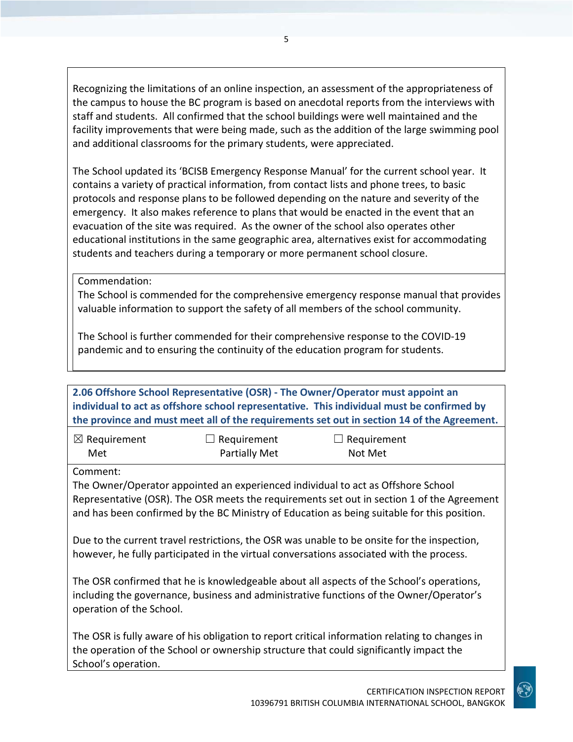Recognizing the limitations of an online inspection, an assessment of the appropriateness of the campus to house the BC program is based on anecdotal reports from the interviews with staff and students. All confirmed that the school buildings were well maintained and the facility improvements that were being made, such as the addition of the large swimming pool and additional classrooms for the primary students, were appreciated.

The School updated its 'BCISB Emergency Response Manual' for the current school year. It contains a variety of practical information, from contact lists and phone trees, to basic protocols and response plans to be followed depending on the nature and severity of the emergency. It also makes reference to plans that would be enacted in the event that an evacuation of the site was required. As the owner of the school also operates other educational institutions in the same geographic area, alternatives exist for accommodating students and teachers during a temporary or more permanent school closure.

Commendation:
The School is commended for the comprehensive emergency response manual that provides valuable information to support the safety of all members of the school community.

The School is further commended for their comprehensive response to the COVID-19 pandemic and to ensuring the continuity of the education program for students.

**2.06 Offshore School Representative (OSR) - The Owner/Operator must appoint an individual to act as offshore school representative. This individual must be confirmed by the province and must meet all of the requirements set out in section 14 of the Agreement.**

| ☒ Requirement Met | ☐ Requirement Partially Met | ☐ Requirement Not Met |
|---|---|---|

Comment:
The Owner/Operator appointed an experienced individual to act as Offshore School Representative (OSR). The OSR meets the requirements set out in section 1 of the Agreement and has been confirmed by the BC Ministry of Education as being suitable for this position.

Due to the current travel restrictions, the OSR was unable to be onsite for the inspection, however, he fully participated in the virtual conversations associated with the process.

The OSR confirmed that he is knowledgeable about all aspects of the School's operations, including the governance, business and administrative functions of the Owner/Operator's operation of the School.

The OSR is fully aware of his obligation to report critical information relating to changes in the operation of the School or ownership structure that could significantly impact the School's operation.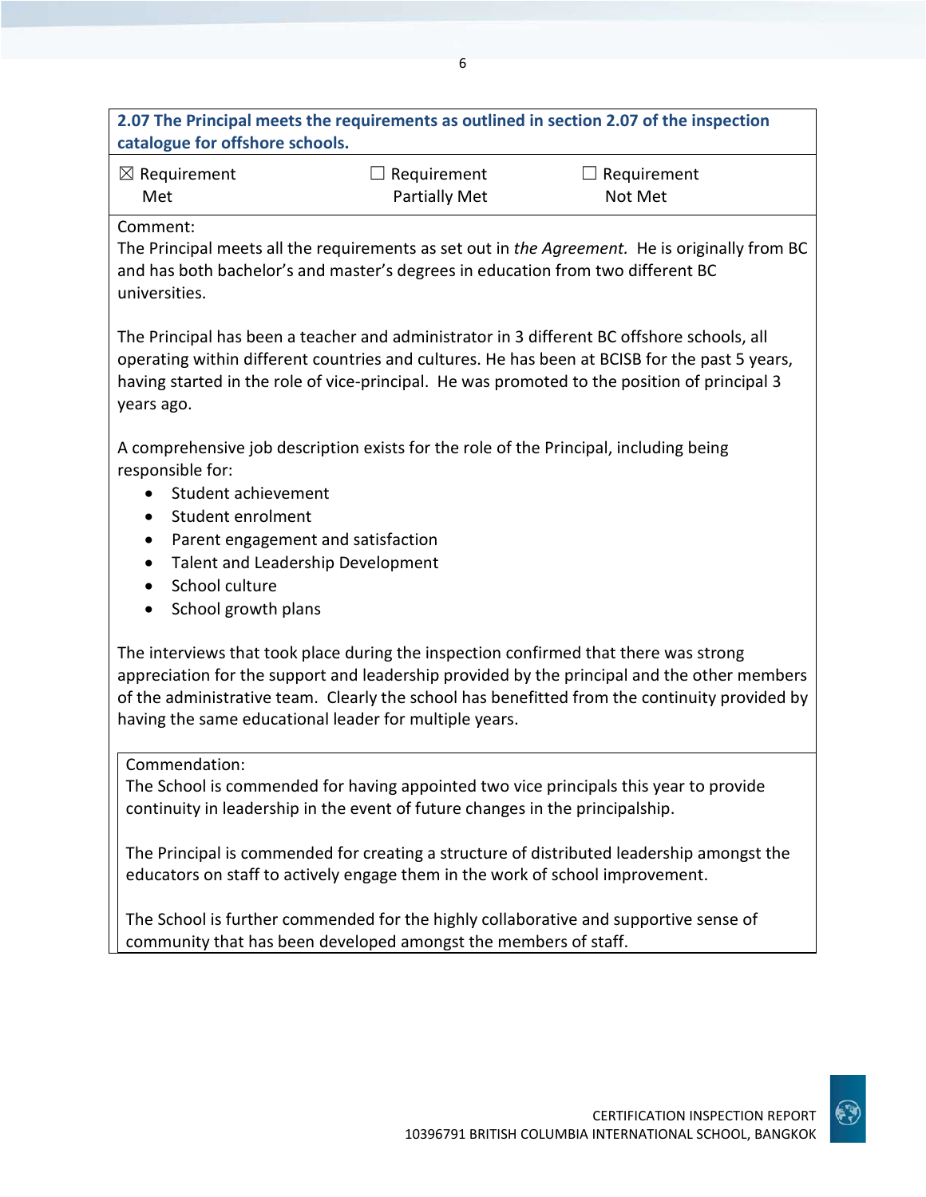**2.07 The Principal meets the requirements as outlined in section 2.07 of the inspection catalogue for offshore schools.**

| ☒ Requirement Met | ☐ Requirement Partially Met | ☐ Requirement Not Met |
|---|---|---|

Comment:

The Principal meets all the requirements as set out in *the Agreement.* He is originally from BC and has both bachelor's and master's degrees in education from two different BC universities.

The Principal has been a teacher and administrator in 3 different BC offshore schools, all operating within different countries and cultures. He has been at BCISB for the past 5 years, having started in the role of vice-principal. He was promoted to the position of principal 3 years ago.

A comprehensive job description exists for the role of the Principal, including being responsible for:

- Student achievement
- Student enrolment
- Parent engagement and satisfaction
- Talent and Leadership Development
- School culture
- School growth plans

The interviews that took place during the inspection confirmed that there was strong appreciation for the support and leadership provided by the principal and the other members of the administrative team. Clearly the school has benefitted from the continuity provided by having the same educational leader for multiple years.

Commendation:

The School is commended for having appointed two vice principals this year to provide continuity in leadership in the event of future changes in the principalship.

The Principal is commended for creating a structure of distributed leadership amongst the educators on staff to actively engage them in the work of school improvement.

The School is further commended for the highly collaborative and supportive sense of community that has been developed amongst the members of staff.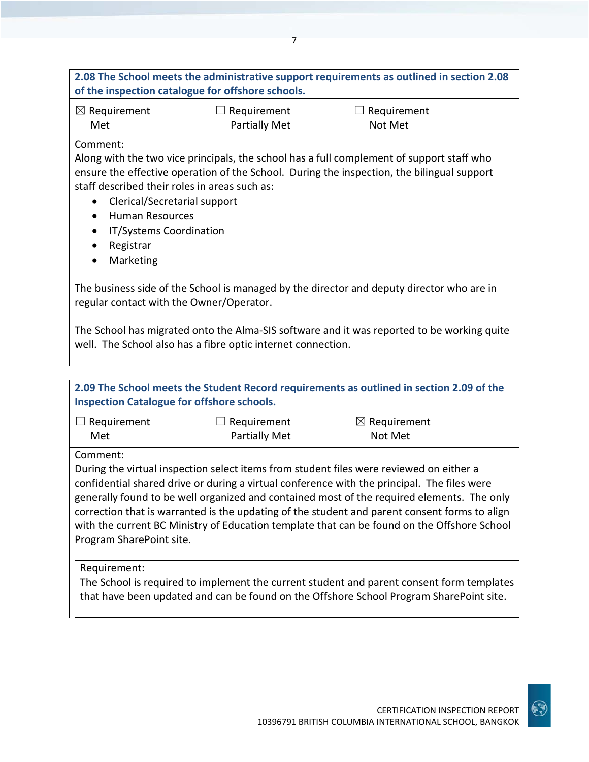**2.08 The School meets the administrative support requirements as outlined in section 2.08 of the inspection catalogue for offshore schools.**

| ☒ Requirement Met | ☐ Requirement Partially Met | ☐ Requirement Not Met |
|---|---|---|

Comment:
Along with the two vice principals, the school has a full complement of support staff who ensure the effective operation of the School. During the inspection, the bilingual support staff described their roles in areas such as:

- Clerical/Secretarial support
- Human Resources
- IT/Systems Coordination
- Registrar
- Marketing

The business side of the School is managed by the director and deputy director who are in regular contact with the Owner/Operator.

The School has migrated onto the Alma-SIS software and it was reported to be working quite well. The School also has a fibre optic internet connection.

**2.09 The School meets the Student Record requirements as outlined in section 2.09 of the Inspection Catalogue for offshore schools.**

| ☐ Requirement Met | ☐ Requirement Partially Met | ☒ Requirement Not Met |
|---|---|---|

Comment:
During the virtual inspection select items from student files were reviewed on either a confidential shared drive or during a virtual conference with the principal. The files were generally found to be well organized and contained most of the required elements. The only correction that is warranted is the updating of the student and parent consent forms to align with the current BC Ministry of Education template that can be found on the Offshore School Program SharePoint site.

Requirement:
The School is required to implement the current student and parent consent form templates that have been updated and can be found on the Offshore School Program SharePoint site.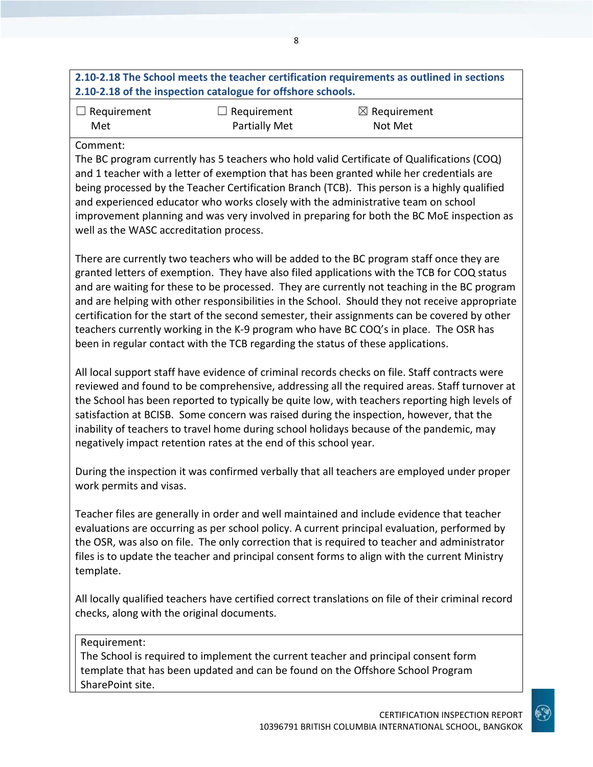**2.10-2.18 The School meets the teacher certification requirements as outlined in sections 2.10-2.18 of the inspection catalogue for offshore schools.**

| ☐ Requirement Met | ☐ Requirement Partially Met | ☒ Requirement Not Met |
|---|---|---|

Comment:

The BC program currently has 5 teachers who hold valid Certificate of Qualifications (COQ) and 1 teacher with a letter of exemption that has been granted while her credentials are being processed by the Teacher Certification Branch (TCB). This person is a highly qualified and experienced educator who works closely with the administrative team on school improvement planning and was very involved in preparing for both the BC MoE inspection as well as the WASC accreditation process.

There are currently two teachers who will be added to the BC program staff once they are granted letters of exemption. They have also filed applications with the TCB for COQ status and are waiting for these to be processed. They are currently not teaching in the BC program and are helping with other responsibilities in the School. Should they not receive appropriate certification for the start of the second semester, their assignments can be covered by other teachers currently working in the K-9 program who have BC COQ's in place. The OSR has been in regular contact with the TCB regarding the status of these applications.

All local support staff have evidence of criminal records checks on file. Staff contracts were reviewed and found to be comprehensive, addressing all the required areas. Staff turnover at the School has been reported to typically be quite low, with teachers reporting high levels of satisfaction at BCISB. Some concern was raised during the inspection, however, that the inability of teachers to travel home during school holidays because of the pandemic, may negatively impact retention rates at the end of this school year.

During the inspection it was confirmed verbally that all teachers are employed under proper work permits and visas.

Teacher files are generally in order and well maintained and include evidence that teacher evaluations are occurring as per school policy. A current principal evaluation, performed by the OSR, was also on file. The only correction that is required to teacher and administrator files is to update the teacher and principal consent forms to align with the current Ministry template.

All locally qualified teachers have certified correct translations on file of their criminal record checks, along with the original documents.

Requirement:

The School is required to implement the current teacher and principal consent form template that has been updated and can be found on the Offshore School Program SharePoint site.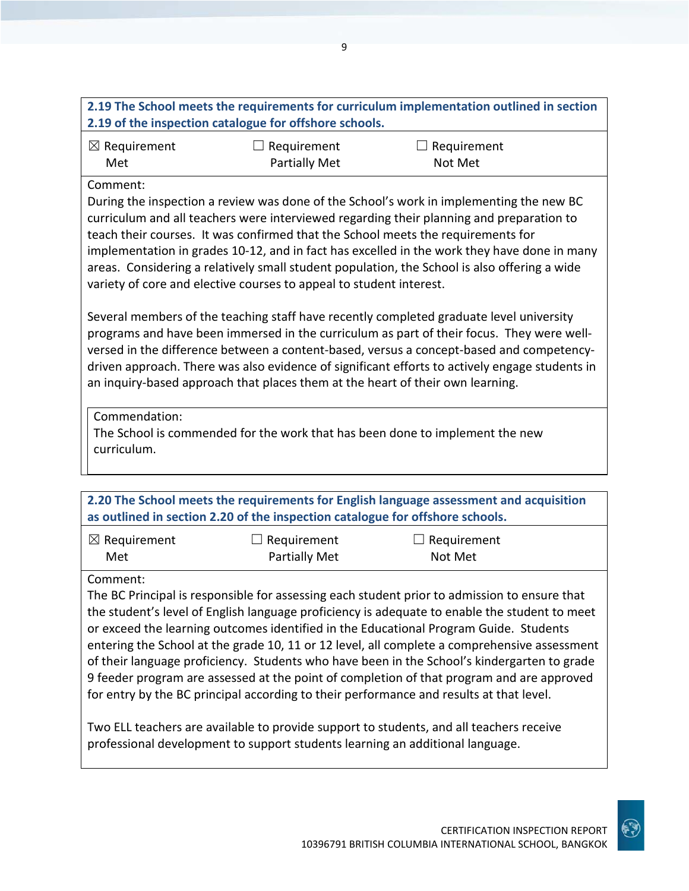**2.19 The School meets the requirements for curriculum implementation outlined in section 2.19 of the inspection catalogue for offshore schools.**

| ☒ Requirement Met | ☐ Requirement Partially Met | ☐ Requirement Not Met |
|---|---|---|

Comment:

During the inspection a review was done of the School's work in implementing the new BC curriculum and all teachers were interviewed regarding their planning and preparation to teach their courses. It was confirmed that the School meets the requirements for implementation in grades 10-12, and in fact has excelled in the work they have done in many areas. Considering a relatively small student population, the School is also offering a wide variety of core and elective courses to appeal to student interest.

Several members of the teaching staff have recently completed graduate level university programs and have been immersed in the curriculum as part of their focus. They were well-versed in the difference between a content-based, versus a concept-based and competency-driven approach. There was also evidence of significant efforts to actively engage students in an inquiry-based approach that places them at the heart of their own learning.

Commendation:

The School is commended for the work that has been done to implement the new curriculum.

**2.20 The School meets the requirements for English language assessment and acquisition as outlined in section 2.20 of the inspection catalogue for offshore schools.**

| ☒ Requirement Met | ☐ Requirement Partially Met | ☐ Requirement Not Met |
|---|---|---|

Comment:

The BC Principal is responsible for assessing each student prior to admission to ensure that the student's level of English language proficiency is adequate to enable the student to meet or exceed the learning outcomes identified in the Educational Program Guide. Students entering the School at the grade 10, 11 or 12 level, all complete a comprehensive assessment of their language proficiency. Students who have been in the School's kindergarten to grade 9 feeder program are assessed at the point of completion of that program and are approved for entry by the BC principal according to their performance and results at that level.

Two ELL teachers are available to provide support to students, and all teachers receive professional development to support students learning an additional language.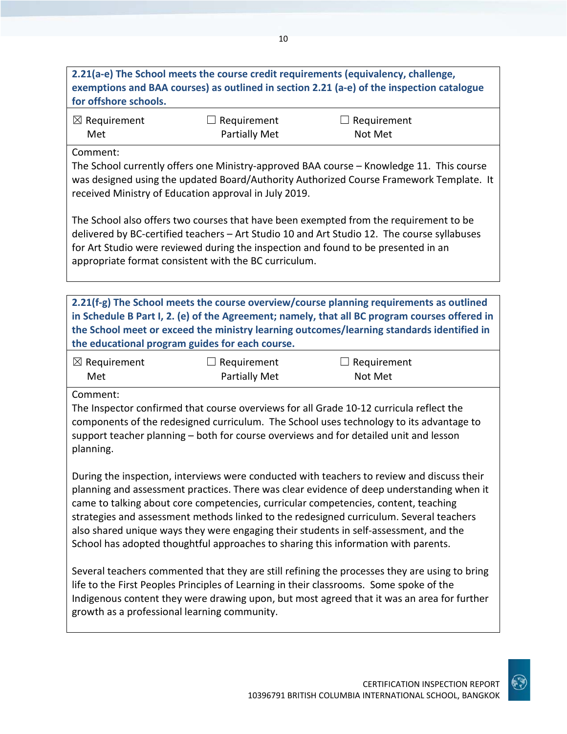**2.21(a-e) The School meets the course credit requirements (equivalency, challenge, exemptions and BAA courses) as outlined in section 2.21 (a-e) of the inspection catalogue for offshore schools.**

| ☒ Requirement Met | ☐ Requirement Partially Met | ☐ Requirement Not Met |
|---|---|---|

Comment:

The School currently offers one Ministry-approved BAA course – Knowledge 11. This course was designed using the updated Board/Authority Authorized Course Framework Template. It received Ministry of Education approval in July 2019.

The School also offers two courses that have been exempted from the requirement to be delivered by BC-certified teachers – Art Studio 10 and Art Studio 12. The course syllabuses for Art Studio were reviewed during the inspection and found to be presented in an appropriate format consistent with the BC curriculum.

**2.21(f-g) The School meets the course overview/course planning requirements as outlined in Schedule B Part I, 2. (e) of the Agreement; namely, that all BC program courses offered in the School meet or exceed the ministry learning outcomes/learning standards identified in the educational program guides for each course.**

| ☒ Requirement Met | ☐ Requirement Partially Met | ☐ Requirement Not Met |
|---|---|---|

Comment:

The Inspector confirmed that course overviews for all Grade 10-12 curricula reflect the components of the redesigned curriculum. The School uses technology to its advantage to support teacher planning – both for course overviews and for detailed unit and lesson planning.

During the inspection, interviews were conducted with teachers to review and discuss their planning and assessment practices. There was clear evidence of deep understanding when it came to talking about core competencies, curricular competencies, content, teaching strategies and assessment methods linked to the redesigned curriculum. Several teachers also shared unique ways they were engaging their students in self-assessment, and the School has adopted thoughtful approaches to sharing this information with parents.

Several teachers commented that they are still refining the processes they are using to bring life to the First Peoples Principles of Learning in their classrooms. Some spoke of the Indigenous content they were drawing upon, but most agreed that it was an area for further growth as a professional learning community.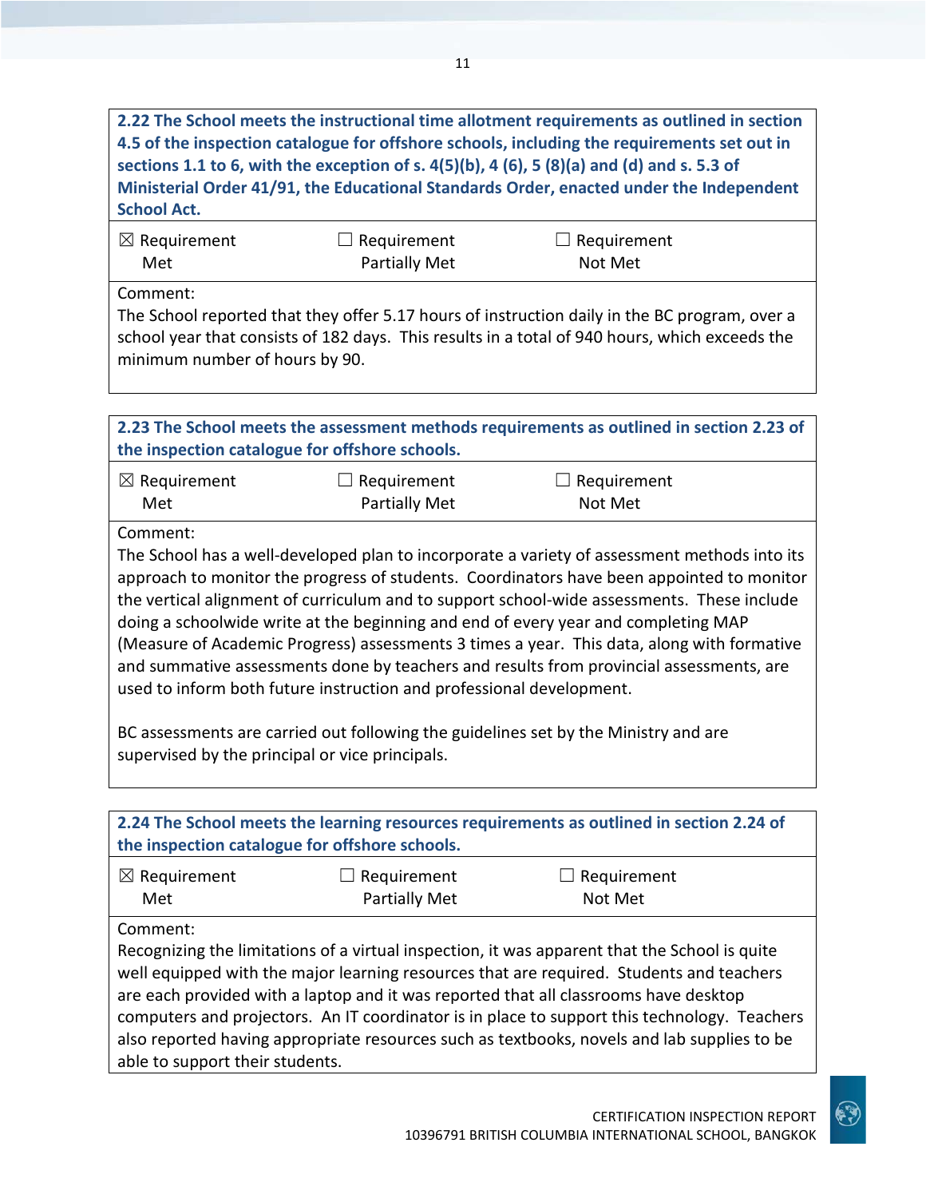**2.22 The School meets the instructional time allotment requirements as outlined in section 4.5 of the inspection catalogue for offshore schools, including the requirements set out in sections 1.1 to 6, with the exception of s. 4(5)(b), 4 (6), 5 (8)(a) and (d) and s. 5.3 of Ministerial Order 41/91, the Educational Standards Order, enacted under the Independent School Act.**

| ☒ Requirement Met | ☐ Requirement Partially Met | ☐ Requirement Not Met |
|---|---|---|

Comment:
The School reported that they offer 5.17 hours of instruction daily in the BC program, over a school year that consists of 182 days. This results in a total of 940 hours, which exceeds the minimum number of hours by 90.

**2.23 The School meets the assessment methods requirements as outlined in section 2.23 of the inspection catalogue for offshore schools.**

| ☒ Requirement Met | ☐ Requirement Partially Met | ☐ Requirement Not Met |
|---|---|---|

Comment:
The School has a well-developed plan to incorporate a variety of assessment methods into its approach to monitor the progress of students. Coordinators have been appointed to monitor the vertical alignment of curriculum and to support school-wide assessments. These include doing a schoolwide write at the beginning and end of every year and completing MAP (Measure of Academic Progress) assessments 3 times a year. This data, along with formative and summative assessments done by teachers and results from provincial assessments, are used to inform both future instruction and professional development.

BC assessments are carried out following the guidelines set by the Ministry and are supervised by the principal or vice principals.

**2.24 The School meets the learning resources requirements as outlined in section 2.24 of the inspection catalogue for offshore schools.**

| ☒ Requirement Met | ☐ Requirement Partially Met | ☐ Requirement Not Met |
|---|---|---|

Comment:
Recognizing the limitations of a virtual inspection, it was apparent that the School is quite well equipped with the major learning resources that are required. Students and teachers are each provided with a laptop and it was reported that all classrooms have desktop computers and projectors. An IT coordinator is in place to support this technology. Teachers also reported having appropriate resources such as textbooks, novels and lab supplies to be able to support their students.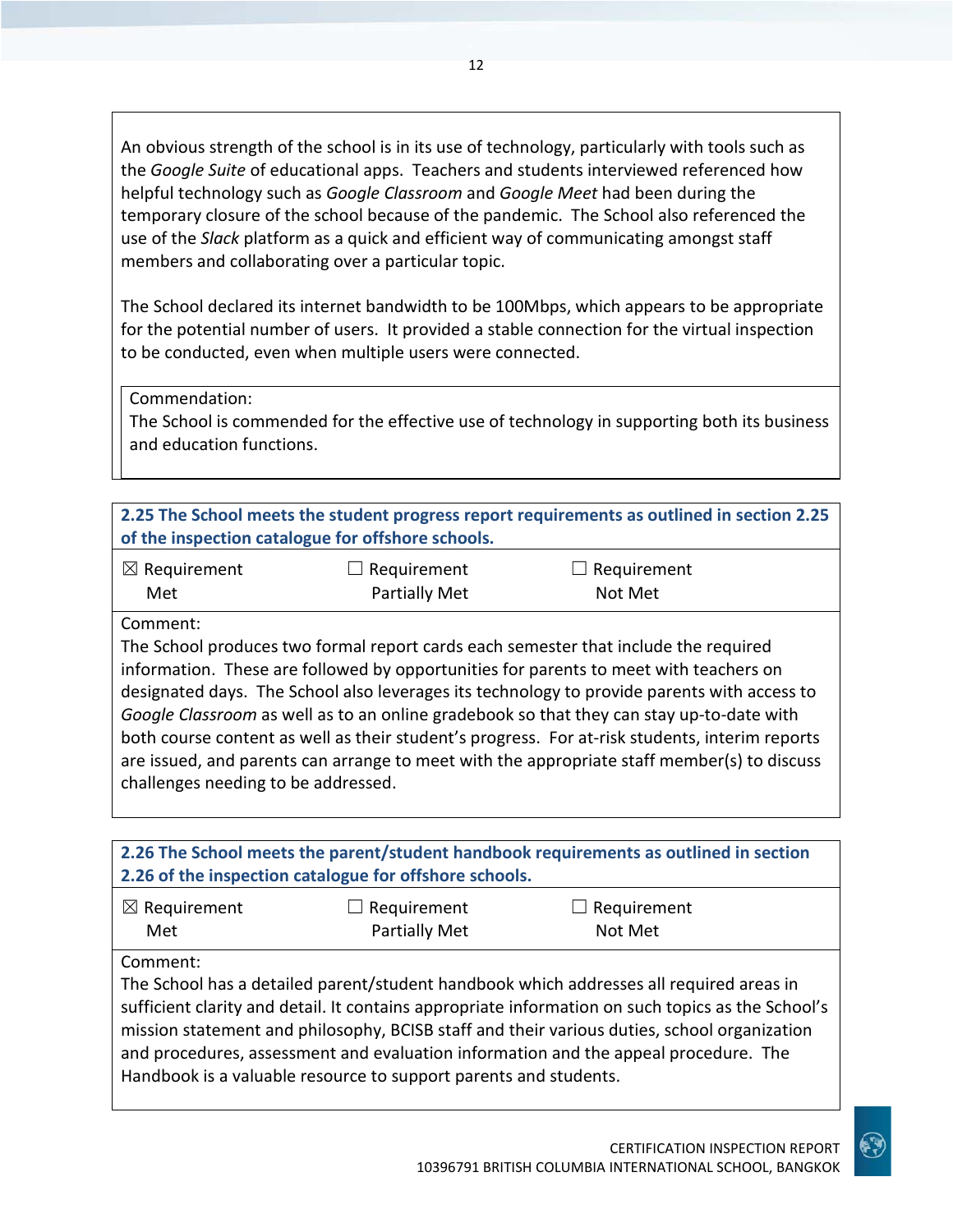An obvious strength of the school is in its use of technology, particularly with tools such as the *Google Suite* of educational apps. Teachers and students interviewed referenced how helpful technology such as *Google Classroom* and *Google Meet* had been during the temporary closure of the school because of the pandemic. The School also referenced the use of the *Slack* platform as a quick and efficient way of communicating amongst staff members and collaborating over a particular topic.

The School declared its internet bandwidth to be 100Mbps, which appears to be appropriate for the potential number of users. It provided a stable connection for the virtual inspection to be conducted, even when multiple users were connected.

Commendation:
The School is commended for the effective use of technology in supporting both its business and education functions.

**2.25 The School meets the student progress report requirements as outlined in section 2.25 of the inspection catalogue for offshore schools.**

| ☒ Requirement Met | ☐ Requirement Partially Met | ☐ Requirement Not Met |
|---|---|---|

Comment:
The School produces two formal report cards each semester that include the required information. These are followed by opportunities for parents to meet with teachers on designated days. The School also leverages its technology to provide parents with access to *Google Classroom* as well as to an online gradebook so that they can stay up-to-date with both course content as well as their student's progress. For at-risk students, interim reports are issued, and parents can arrange to meet with the appropriate staff member(s) to discuss challenges needing to be addressed.

**2.26 The School meets the parent/student handbook requirements as outlined in section 2.26 of the inspection catalogue for offshore schools.**

| ☒ Requirement Met | ☐ Requirement Partially Met | ☐ Requirement Not Met |
|---|---|---|

Comment:
The School has a detailed parent/student handbook which addresses all required areas in sufficient clarity and detail. It contains appropriate information on such topics as the School's mission statement and philosophy, BCISB staff and their various duties, school organization and procedures, assessment and evaluation information and the appeal procedure. The Handbook is a valuable resource to support parents and students.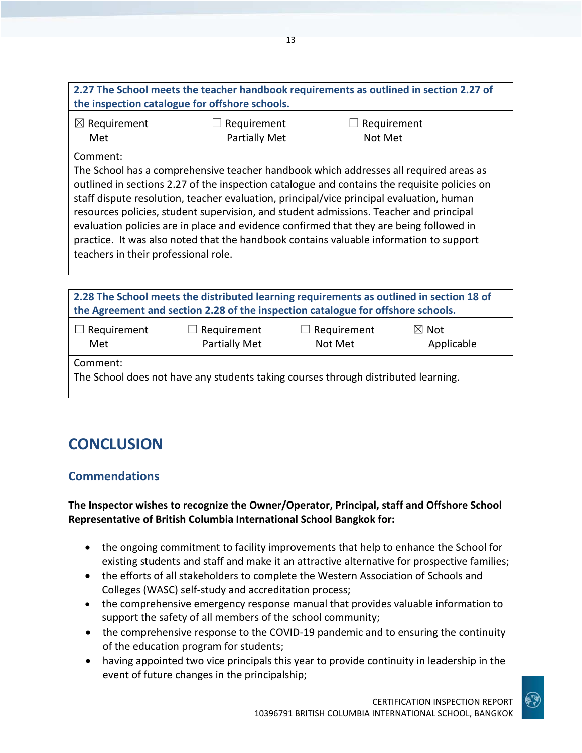| 2.27 The School meets the teacher handbook requirements as outlined in section 2.27 of the inspection catalogue for offshore schools. | | |
|---|---|---|
| ☒ Requirement Met | ☐ Requirement Partially Met | ☐ Requirement Not Met |
| Comment: The School has a comprehensive teacher handbook which addresses all required areas as outlined in sections 2.27 of the inspection catalogue and contains the requisite policies on staff dispute resolution, teacher evaluation, principal/vice principal evaluation, human resources policies, student supervision, and student admissions. Teacher and principal evaluation policies are in place and evidence confirmed that they are being followed in practice. It was also noted that the handbook contains valuable information to support teachers in their professional role. | | |

| 2.28 The School meets the distributed learning requirements as outlined in section 18 of the Agreement and section 2.28 of the inspection catalogue for offshore schools. | | | |
|---|---|---|---|
| ☐ Requirement Met | ☐ Requirement Partially Met | ☐ Requirement Not Met | ☒ Not Applicable |
| Comment: The School does not have any students taking courses through distributed learning. | | | |

# CONCLUSION

## Commendations

**The Inspector wishes to recognize the Owner/Operator, Principal, staff and Offshore School Representative of British Columbia International School Bangkok for:**

- the ongoing commitment to facility improvements that help to enhance the School for existing students and staff and make it an attractive alternative for prospective families;
- the efforts of all stakeholders to complete the Western Association of Schools and Colleges (WASC) self-study and accreditation process;
- the comprehensive emergency response manual that provides valuable information to support the safety of all members of the school community;
- the comprehensive response to the COVID-19 pandemic and to ensuring the continuity of the education program for students;
- having appointed two vice principals this year to provide continuity in leadership in the event of future changes in the principalship;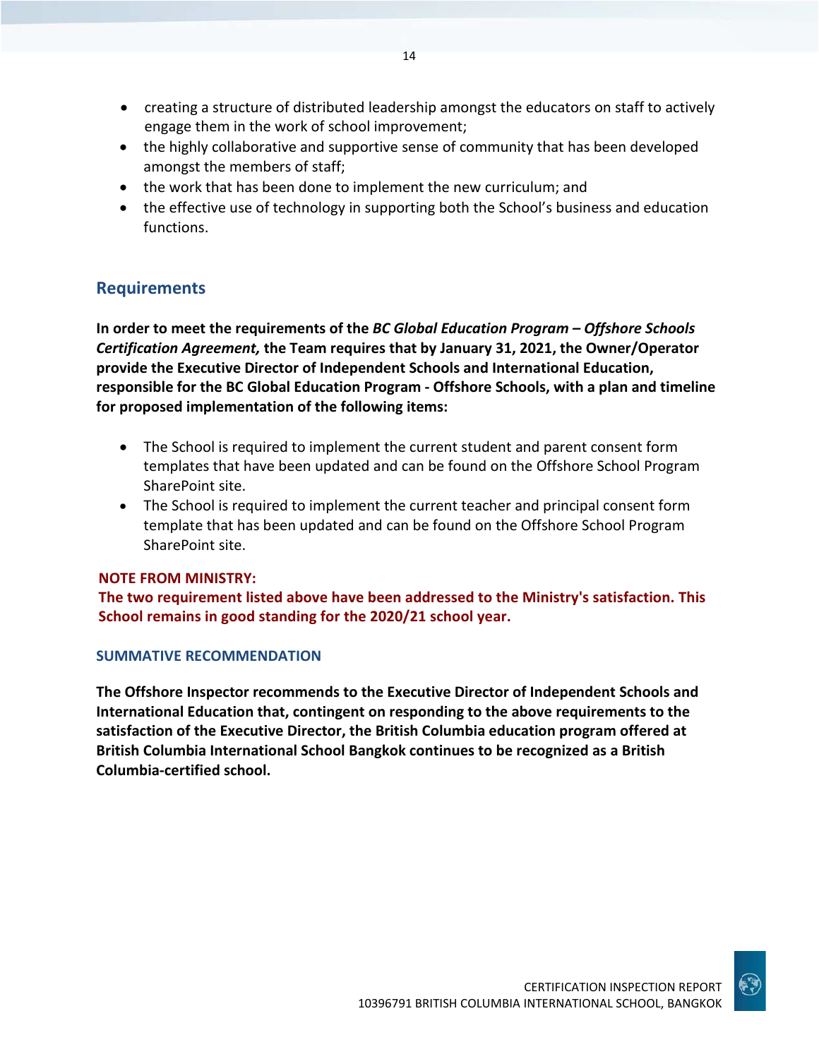- creating a structure of distributed leadership amongst the educators on staff to actively engage them in the work of school improvement;
- the highly collaborative and supportive sense of community that has been developed amongst the members of staff;
- the work that has been done to implement the new curriculum; and
- the effective use of technology in supporting both the School's business and education functions.

## Requirements

**In order to meet the requirements of the *BC Global Education Program – Offshore Schools Certification Agreement,* the Team requires that by January 31, 2021, the Owner/Operator provide the Executive Director of Independent Schools and International Education, responsible for the BC Global Education Program - Offshore Schools, with a plan and timeline for proposed implementation of the following items:**

- The School is required to implement the current student and parent consent form templates that have been updated and can be found on the Offshore School Program SharePoint site.
- The School is required to implement the current teacher and principal consent form template that has been updated and can be found on the Offshore School Program SharePoint site.

**NOTE FROM MINISTRY:**
**The two requirement listed above have been addressed to the Ministry's satisfaction. This School remains in good standing for the 2020/21 school year.**

### SUMMATIVE RECOMMENDATION

**The Offshore Inspector recommends to the Executive Director of Independent Schools and International Education that, contingent on responding to the above requirements to the satisfaction of the Executive Director, the British Columbia education program offered at British Columbia International School Bangkok continues to be recognized as a British Columbia-certified school.**